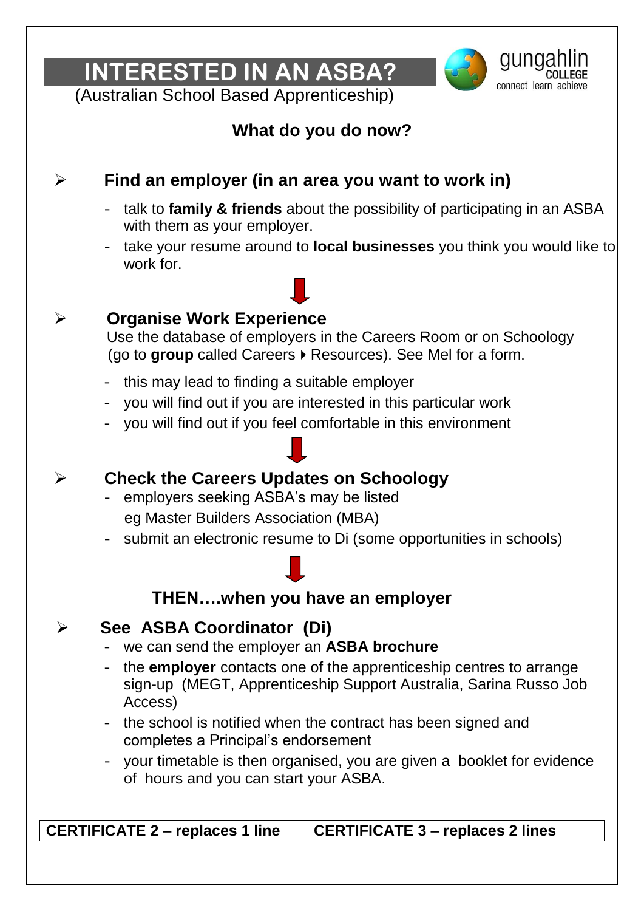# INTERESTED IN AN ASBA?

(Australian School Based Apprenticeship)

gungahlin COLLEGE
connect learn achieve

## What do you do now?

- **Find an employer (in an area you want to work in)**
  - talk to **family & friends** about the possibility of participating in an ASBA with them as your employer.
  - take your resume around to **local businesses** you think you would like to work for.

- **Organise Work Experience**

  Use the database of employers in the Careers Room or on Schoology (go to **group** called Careers ▸ Resources). See Mel for a form.
  - this may lead to finding a suitable employer
  - you will find out if you are interested in this particular work
  - you will find out if you feel comfortable in this environment

- **Check the Careers Updates on Schoology**
  - employers seeking ASBA's may be listed
    eg Master Builders Association (MBA)
  - submit an electronic resume to Di (some opportunities in schools)

## THEN….when you have an employer

- **See ASBA Coordinator (Di)**
  - we can send the employer an **ASBA brochure**
  - the **employer** contacts one of the apprenticeship centres to arrange sign-up (MEGT, Apprenticeship Support Australia, Sarina Russo Job Access)
  - the school is notified when the contract has been signed and completes a Principal's endorsement
  - your timetable is then organised, you are given a booklet for evidence of hours and you can start your ASBA.

| CERTIFICATE 2 – replaces 1 line | CERTIFICATE 3 – replaces 2 lines |
| --- | --- |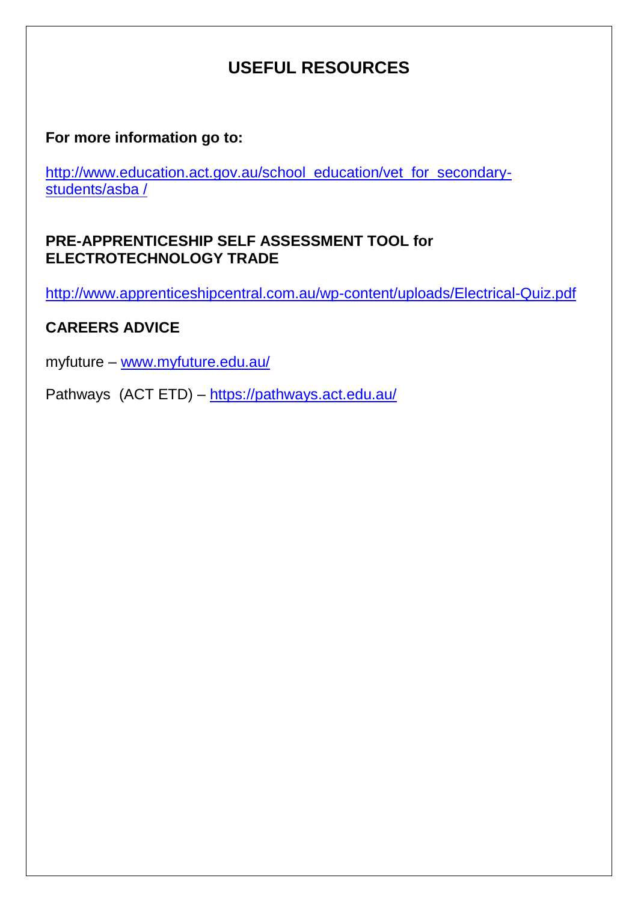# USEFUL RESOURCES

**For more information go to:**

http://www.education.act.gov.au/school_education/vet_for_secondary-students/asba /

**PRE-APPRENTICESHIP SELF ASSESSMENT TOOL for ELECTROTECHNOLOGY TRADE**

http://www.apprenticeshipcentral.com.au/wp-content/uploads/Electrical-Quiz.pdf

**CAREERS ADVICE**

myfuture – www.myfuture.edu.au/

Pathways (ACT ETD) – https://pathways.act.edu.au/